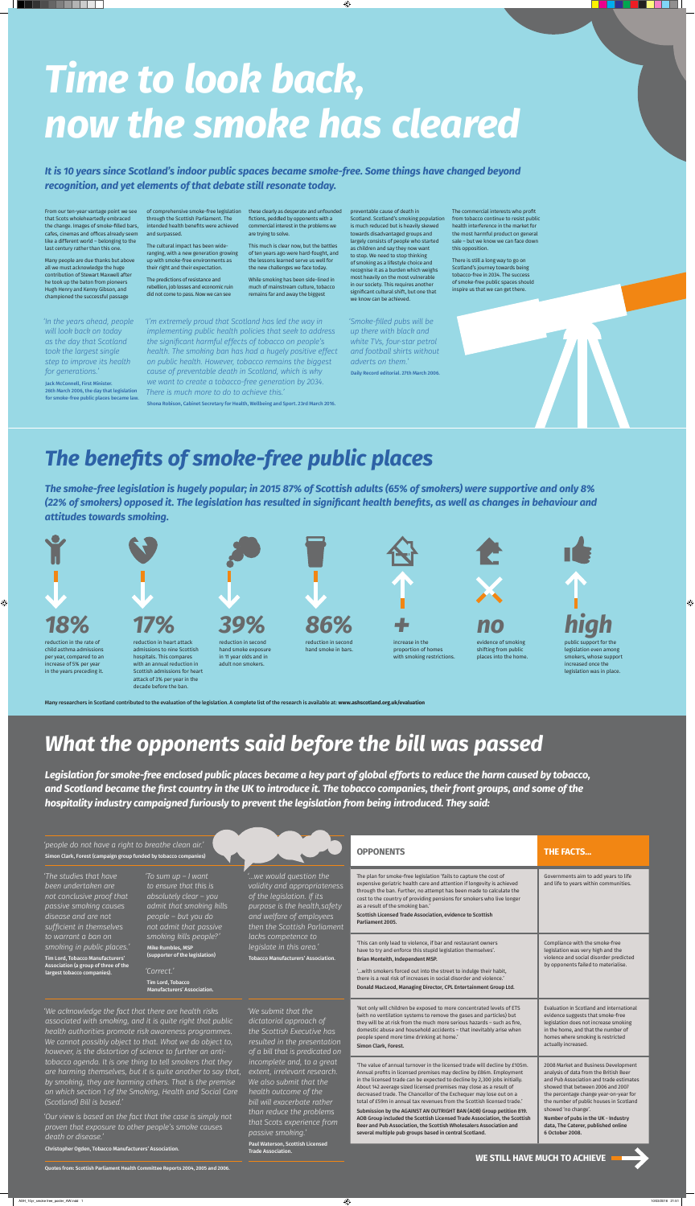# Time to look back, now the smoke has cleared

***It is 10 years since Scotland's indoor public spaces became smoke-free. Some things have changed beyond recognition, and yet elements of that debate still resonate today.***

From our ten-year vantage point we see that Scots wholeheartedly embraced the change. Images of smoke-filled bars, cafes, cinemas and offices already seem like a different world – belonging to the last century rather than this one.

Many people are due thanks but above all we must acknowledge the huge contribution of Stewart Maxwell after he took up the baton from pioneers Hugh Henry and Kenny Gibson, and championed the successful passage of comprehensive smoke-free legislation through the Scottish Parliament. The intended health benefits were achieved and surpassed.

The cultural impact has been wide-ranging, with a new generation growing up with smoke-free environments as their right and their expectation.

The predictions of resistance and rebellion, job losses and economic ruin did not come to pass. Now we can see these clearly as desperate and unfounded fictions, peddled by opponents with a commercial interest in the problems we are trying to solve.

This much is clear now, but the battles of ten years ago were hard-fought, and the lessons learned serve us well for the new challenges we face today.

While smoking has been side-lined in much of mainstream culture, tobacco remains far and away the biggest preventable cause of death in Scotland. Scotland's smoking population is much reduced but is heavily skewed towards disadvantaged groups and largely consists of people who started as children and say they now want to stop. We need to stop thinking of smoking as a lifestyle choice and recognise it as a burden which weighs most heavily on the most vulnerable in our society. This requires another significant cultural shift, but one that we know can be achieved.

The commercial interests who profit from tobacco continue to resist public health interference in the market for the most harmful product on general sale – but we know we can face down this opposition.

There is still a long way to go on Scotland's journey towards being tobacco-free in 2034. The success of smoke-free public spaces should inspire us that we can get there.

*'In the years ahead, people will look back on today as the day that Scotland took the largest single step to improve its health for generations.'*

**Jack McConnell, First Minister. 26th March 2006, the day that legislation for smoke-free public places became law.**

*'I'm extremely proud that Scotland has led the way in implementing public health policies that seek to address the significant harmful effects of tobacco on people's health. The smoking ban has had a hugely positive effect on public health. However, tobacco remains the biggest cause of preventable death in Scotland, which is why we want to create a tobacco-free generation by 2034. There is much more to do to achieve this.'*

**Shona Robison, Cabinet Secretary for Health, Wellbeing and Sport. 23rd March 2016.**

*'Smoke-filled pubs will be up there with black and white TVs, four-star petrol and football shirts without adverts on them.'*

**Daily Record editorial. 27th March 2006.**

# The benefits of smoke-free public places

***The smoke-free legislation is hugely popular; in 2015 87% of Scottish adults (65% of smokers) were supportive and only 8% (22% of smokers) opposed it. The legislation has resulted in significant health benefits, as well as changes in behaviour and attitudes towards smoking.***

- **18%** reduction in the rate of child asthma admissions per year, compared to an increase of 5% per year in the years preceding it.
- **17%** reduction in heart attack admissions to nine Scottish hospitals. This compares with an annual reduction in Scottish admissions for heart attack of 3% per year in the decade before the ban.
- **39%** reduction in second hand smoke exposure in 11 year olds and in adult non smokers.
- **86%** reduction in second hand smoke in bars.
- **+** increase in the proportion of homes with smoking restrictions.
- **no** evidence of smoking shifting from public places into the home.
- **high** public support for the legislation even among smokers, whose support increased once the legislation was in place.

Many researchers in Scotland contributed to the evaluation of the legislation. A complete list of the research is available at: www.ashscotland.org.uk/evaluation

# What the opponents said before the bill was passed

***Legislation for smoke-free enclosed public places became a key part of global efforts to reduce the harm caused by tobacco, and Scotland became the first country in the UK to introduce it. The tobacco companies, their front groups, and some of the hospitality industry campaigned furiously to prevent the legislation from being introduced. They said:***

*'people do not have a right to breathe clean air.'*
**Simon Clark, Forest (campaign group funded by tobacco companies)**

*'The studies that have been undertaken are not conclusive proof that passive smoking causes disease and are not sufficient in themselves to warrant a ban on smoking in public places.'*
**Tim Lord, Tobacco Manufacturers' Association (a group of three of the largest tobacco companies).**

*'To sum up – I want to ensure that this is absolutely clear – you admit that smoking kills people – but you do not admit that passive smoking kills people?'*
**Mike Rumbles, MSP (supporter of the legislation)**

*'Correct.'*
**Tim Lord, Tobacco Manufacturers' Association.**

*'...we would question the validity and appropriateness of the legislation. If its purpose is the health,safety and welfare of employees then the Scottish Parliament lacks competence to legislate in this area.'*
**Tobacco Manufacturers' Association.**

*'We acknowledge the fact that there are health risks associated with smoking, and it is quite right that public health authorities promote risk awareness programmes. We cannot possibly object to that. What we do object to, however, is the distortion of science to further an anti-tobacco agenda. It is one thing to tell smokers that they are harming themselves, but it is quite another to say that, by smoking, they are harming others. That is the premise on which section 1 of the Smoking, Health and Social Care (Scotland) Bill is based.'*

*'Our view is based on the fact that the case is simply not proven that exposure to other people's smoke causes death or disease.'*
**Christopher Ogden, Tobacco Manufacturers' Association.**

*'We submit that the dictatorial approach of the Scottish Executive has resulted in the presentation of a bill that is predicated on incomplete and, to a great extent, irrelevant research. We also submit that the health outcome of the bill will exacerbate rather than reduce the problems that Scots experience from passive smoking.'*
**Paul Waterson, Scottish Licensed Trade Association.**

| OPPONENTS | THE FACTS... |
|---|---|
| 'The plan for smoke-free legislation 'fails to capture the cost of expensive geriatric health care and attention if longevity is achieved through the ban. Further, no attempt has been made to calculate the cost to the country of providing pensions for smokers who live longer as a result of the smoking ban.' **Scottish Licensed Trade Association, evidence to Scottish Parliament 2005.** | Governments aim to add years to life and life to years within communities. |
| 'This can only lead to violence, if bar and restaurant owners have to try and enforce this stupid legislation themselves'. **Brian Monteith, Independent MSP.** '...with smokers forced out into the street to indulge their habit, there is a real risk of increases in social disorder and violence.' **Donald MacLeod, Managing Director, CPL Entertainment Group Ltd.** | Compliance with the smoke-free legislation was very high and the violence and social disorder predicted by opponents failed to materialise. |
| 'Not only will children be exposed to more concentrated levels of ETS (with no ventilation systems to remove the gases and particles) but they will be at risk from the much more serious hazards – such as fire, domestic abuse and household accidents – that inevitably arise when people spend more time drinking at home.' **Simon Clark, Forest.** | Evaluation in Scotland and international evidence suggests that smoke-free legislation does not increase smoking in the home, and that the number of homes where smoking is restricted actually increased. |
| 'The value of annual turnover in the licensed trade will decline by £105m. Annual profits in licensed premises may decline by £86m. Employment in the licensed trade can be expected to decline by 2,300 jobs initially. About 142 average sized licensed premises may close as a result of decreased trade. The Chancellor of the Exchequer may lose out on a total of £59m in annual tax revenues from the Scottish licensed trade.' **Submission by the AGAINST AN OUTRIGHT BAN (AOB) Group petition 819. AOB Group included the Scottish Licensed Trade Association, the Scottish Beer and Pub Association, the Scottish Wholesalers Association and several multiple pub groups based in central Scotland.** | 2008 Market and Business Development analysis of data from the British Beer and Pub Association and trade estimates showed that between 2006 and 2007 the percentage change year-on-year for the number of public houses in Scotland showed 'no change'. **Number of pubs in the UK - Industry data, The Caterer, published online 6 October 2008.** |

Quotes from: Scottish Parliament Health Committee Reports 2004, 2005 and 2006.

**WE STILL HAVE MUCH TO ACHIEVE**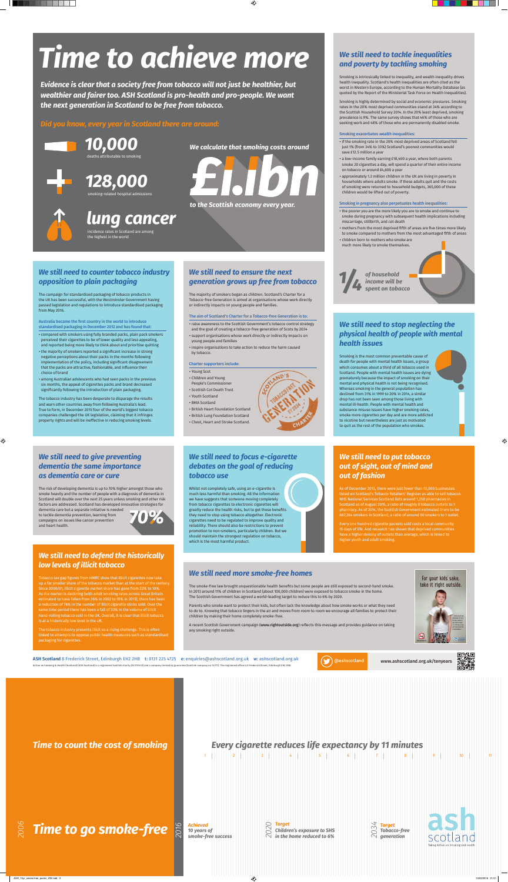# Time to achieve more

***Evidence is clear that a society free from tobacco will not just be healthier, but wealthier and fairer too. ASH Scotland is pro-health and pro-people. We want the next generation in Scotland to be free from tobacco.***

*Did you know, every year in Scotland there are around:*

**10,000**
deaths attributable to smoking

**128,000**
smoking-related hospital admissions

**lung cancer**
incidence rates in Scotland are among the highest in the world

*We calculate that smoking costs around*

**£1.1bn**

*to the Scottish economy every year.*

## We still need to tackle inequalities and poverty by tackling smoking

Smoking is intrinsically linked to inequality, and wealth inequality drives health inequality. Scotland's health inequalities are often cited as the worst in Western Europe, according to the Human Mortality Database (as quoted by the Report of the Ministerial Task Force on Health Inequalities).

Smoking is highly determined by social and economic pressures. Smoking rates in the 20% most deprived communities stand at 34% according to the Scottish Household Survey 2014. In the 20% least deprived, smoking prevalence is 9%. The same survey shows that 46% of those who are seeking work and 48% of those who are permanently disabled smoke.

**Smoking exacerbates wealth inequalities:**

- if the smoking rate in the 20% most deprived areas of Scotland fell just 1% (from 34% to 33%) Scotland's poorest communities would save £12.5 million a year
- a low-income family earning £18,400 a year, where both parents smoke 20 cigarettes a day, will spend a quarter of their entire income on tobacco or around £4,600 a year
- approximately 1.2 million children in the UK are living in poverty in households where adults smoke. If these adults quit and the costs of smoking were returned to household budgets, 365,000 of these children would be lifted out of poverty.

**Smoking in pregnancy also perpetuates health inequalities:**

- the poorer you are the more likely you are to smoke and continue to smoke during pregnancy with subsequent health implications including miscarriage, stillbirth, and cot death
- mothers from the most deprived fifth of areas are five times more likely to smoke compared to mothers from the most advantaged fifth of areas
- children born to mothers who smoke are much more likely to smoke themselves.

**1/4** *of household income will be spent on tobacco*

## We still need to counter tobacco industry opposition to plain packaging

The campaign for standardised packaging of tobacco products in the UK has been successful, with the Westminster Government having passed legislation and regulations to introduce standardised packaging from May 2016.

**Australia became the first country in the world to introduce standardised packaging in December 2012 and has found that:**

- compared with smokers using fully branded packs, plain pack smokers perceived their cigarettes to be of lower quality and less appealing, and reported being more likely to think about and prioritise quitting
- the majority of smokers reported a significant increase in strong negative perceptions about their packs in the months following implementation of the policy, including significant disagreement that the packs are attractive, fashionable, and influence their choice of brand
- among Australian adolescents who had seen packs in the previous six months, the appeal of cigarettes packs and brand decreased significantly following the introduction of plain packaging.

The tobacco industry has been desperate to disparage the results and warn other countries away from following Australia's lead. True to form, in December 2015 four of the world's biggest tobacco companies challenged the UK legislation, claiming that it infringes property rights and will be ineffective in reducing smoking levels.

## We still need to ensure the next generation grows up free from tobacco

The majority of smokers began as children. Scotland's Charter for a Tobacco-free Generation is aimed at organisations whose work directly or indirectly impacts on young people and families.

**The aim of Scotland's Charter for a Tobacco-free Generation is to:**

- raise awareness to the Scottish Government's tobacco control strategy and the goal of creating a tobacco-free generation of Scots by 2034
- support organisations whose work directly or indirectly impacts on young people and families
- inspire organisations to take action to reduce the harm caused by tobacco.

**Charter supporters include:**

- Young Scot
- Children and Young People's Commissioner
- Scottish Cot Death Trust
- Youth Scotland
- BMA Scotland
- British Heart Foundation Scotland
- British Lung Foundation Scotland
- Chest, Heart and Stroke Scotland.

## We still need to stop neglecting the physical health of people with mental health issues

Smoking is the most common preventable cause of death for people with mental health issues, a group which consumes about a third of all tobacco used in Scotland. People with mental health issues are dying prematurely because the impact of smoking on their mental and physical health is not being recognised. Whereas smoking in the general population has declined from 31% in 1999 to 20% in 2014, a similar drop has not been seen among those living with mental ill-health. People with mental health and substance misuse issues have higher smoking rates, smoke more cigarettes per day and are more addicted to nicotine but nevertheless are just as motivated to quit as the rest of the population who smokes.

## We still need to give preventing dementia the same importance as dementia care or cure

The risk of developing dementia is up to 70% higher amongst those who smoke heavily and the number of people with a diagnosis of dementia in Scotland will double over the next 25 years unless smoking and other risk factors are addressed. Scotland has developed innovative strategies for dementia care but a separate initiative is needed to tackle dementia prevention, learning from campaigns on issues like cancer prevention and heart health.

**70%**

## We still need to focus e-cigarette debates on the goal of reducing tobacco use

Whilst not completely safe, using an e-cigarette is much less harmful than smoking. All the information we have suggests that someone moving completely from tobacco cigarettes to electronic cigarettes will greatly reduce the health risks, but to get these benefits they need to stop using tobacco altogether. Electronic cigarettes need to be regulated to improve quality and reliability. There should also be restrictions to prevent promotion to non-smokers, particularly children. But we should maintain the strongest regulation on tobacco, which is the most harmful product.

## We still need to put tobacco out of sight, out of mind and out of fashion

As of December 2015, there were just fewer than 10,000 businesses listed on Scotland's Tobacco Retailers' Register as able to sell tobacco. NHS National Services Scotland lists around 1,250 pharmacies in Scotland as of August 2015, a ratio of roughly 8 tobacco outlets to 1 pharmacy. As of 2014, the Scottish Government estimated there to be 887,264 smokers in Scotland, a ratio of around 90 smokers to 1 outlet.

Every one hundred cigarette packets sold costs a local community 15 days of life. And research has shown that deprived communities have a higher density of outlets than average, which is linked to higher youth and adult smoking.

## We still need to defend the historically low levels of illicit tobacco

Tobacco tax gap figures from HMRC show that illicit cigarettes now take up a far smaller share of the tobacco market than at the start of the century. Since 2000/01, illicit cigarette market share has gone from 22% to 10%. As the market is declining (with adult smoking rates across Great Britain estimated to have fallen from 26% in 2002 to 19% in 2013), there has been a reduction of 76% in the number of illicit cigarette sticks sold. Over the same time period there has been a fall of 33% in the volume of illicit hand-rolling tobacco sold in the UK. Overall, it is clear that illicit tobacco is at a historically low level in the UK.

The tobacco industry presents illicit as a rising challenge. This is often linked to attempts to oppose public health measures such as standardised packaging for cigarettes.

## We still need more smoke-free homes

The smoke-free law brought unquestionable health benefits but some people are still exposed to second-hand smoke. In 2013 around 11% of children in Scotland (about 100,000 children) were exposed to tobacco smoke in the home. The Scottish Government has agreed a world-leading target to reduce this to 6% by 2020.

Parents who smoke want to protect their kids, but often lack the knowledge about how smoke works or what they need to do to. Knowing that tobacco lingers in the air and moves from room to room we encourage all families to protect their children by making their home completely smoke-free.

A recent Scottish Government campaign (www.rightoutside.org) reflects this message and provides guidance on taking any smoking right outside.

For your kids' sake, take it right outside.

**ASH Scotland** 8 Frederick Street, Edinburgh EH2 2HB **t:** 0131 225 4725 **e:** enquiries@ashscotland.org.uk **w:** ashscotland.org.uk

@ashscotland

www.ashscotland.org.uk/tenyears

Action on Smoking & Health (Scotland) (ASH Scotland) is a registered Scottish charity (SC010412) and a company limited by guarantee (Scottish company no.141717). The registered office is 8 Frederick Street, Edinburgh EH2 2HB.

*Time to count the cost of smoking*

*Every cigarette reduces life expectancy by 11 minutes*

1 2 3 4 5 6 7 8 9 10 11

2006 ***Time to go smoke-free***

2016 ***Achieved*** *10 years of smoke-free success*

2020 ***Target*** *Children's exposure to SHS in the home reduced to 6%*

2034 ***Target*** *Tobacco-free generation*

ash scotland
Taking Action on Smoking and Health